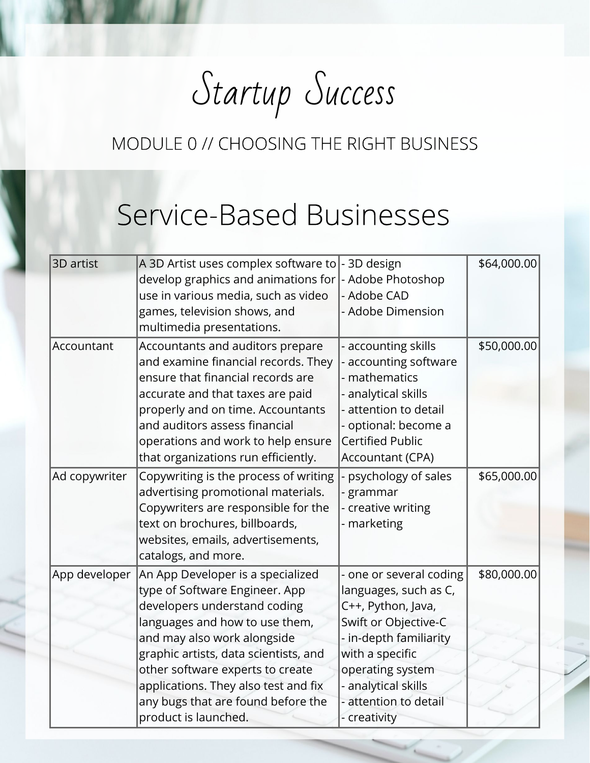# Startup Success

MODULE 0 // CHOOSING THE RIGHT BUSINESS

## Service-Based Businesses

| | | | |
|---|---|---|---|
| 3D artist | A 3D Artist uses complex software to develop graphics and animations for use in various media, such as video games, television shows, and multimedia presentations. | - 3D design<br>- Adobe Photoshop<br>- Adobe CAD<br>- Adobe Dimension | $64,000.00 |
| Accountant | Accountants and auditors prepare and examine financial records. They ensure that financial records are accurate and that taxes are paid properly and on time. Accountants and auditors assess financial operations and work to help ensure that organizations run efficiently. | - accounting skills<br>- accounting software<br>- mathematics<br>- analytical skills<br>- attention to detail<br>- optional: become a Certified Public Accountant (CPA) | $50,000.00 |
| Ad copywriter | Copywriting is the process of writing advertising promotional materials. Copywriters are responsible for the text on brochures, billboards, websites, emails, advertisements, catalogs, and more. | - psychology of sales<br>- grammar<br>- creative writing<br>- marketing | $65,000.00 |
| App developer | An App Developer is a specialized type of Software Engineer. App developers understand coding languages and how to use them, and may also work alongside graphic artists, data scientists, and other software experts to create applications. They also test and fix any bugs that are found before the product is launched. | - one or several coding languages, such as C, C++, Python, Java, Swift or Objective-C<br>- in-depth familiarity with a specific operating system<br>- analytical skills<br>- attention to detail<br>- creativity | $80,000.00 |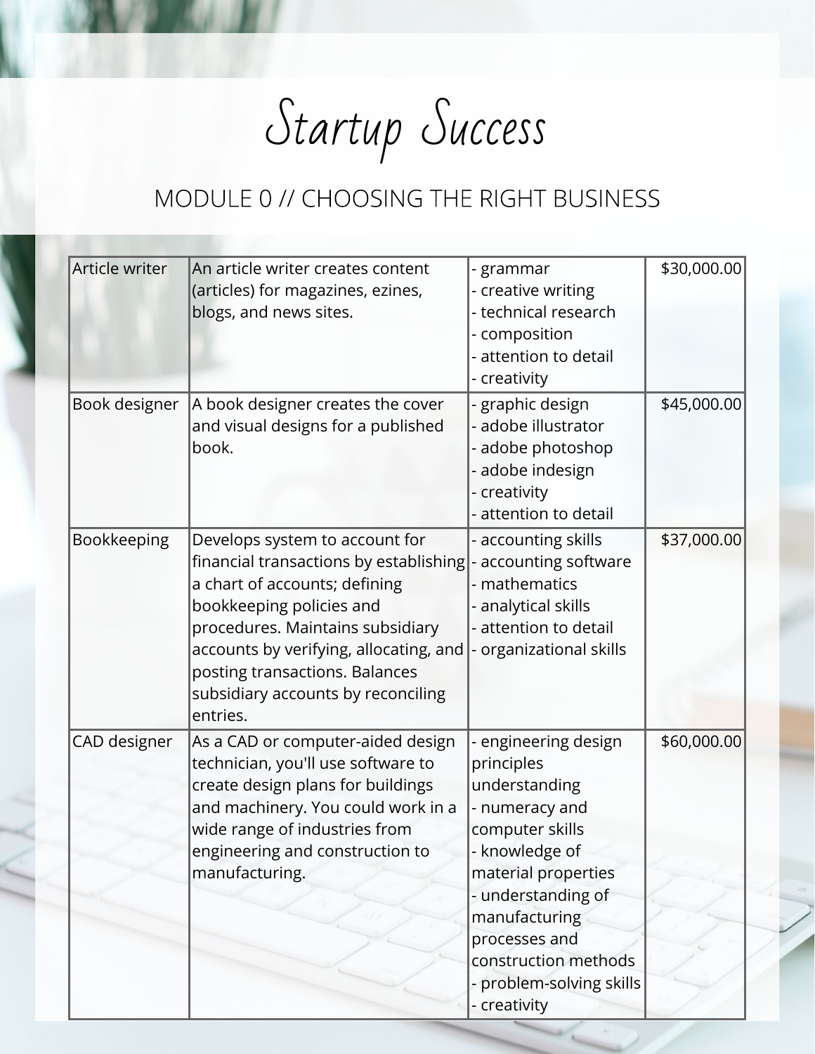# Startup Success

## MODULE 0 // CHOOSING THE RIGHT BUSINESS

| | | | |
|---|---|---|---|
| Article writer | An article writer creates content (articles) for magazines, ezines, blogs, and news sites. | - grammar<br>- creative writing<br>- technical research<br>- composition<br>- attention to detail<br>- creativity | $30,000.00 |
| Book designer | A book designer creates the cover and visual designs for a published book. | - graphic design<br>- adobe illustrator<br>- adobe photoshop<br>- adobe indesign<br>- creativity<br>- attention to detail | $45,000.00 |
| Bookkeeping | Develops system to account for financial transactions by establishing a chart of accounts; defining bookkeeping policies and procedures. Maintains subsidiary accounts by verifying, allocating, and posting transactions. Balances subsidiary accounts by reconciling entries. | - accounting skills<br>- accounting software<br>- mathematics<br>- analytical skills<br>- attention to detail<br>- organizational skills | $37,000.00 |
| CAD designer | As a CAD or computer-aided design technician, you'll use software to create design plans for buildings and machinery. You could work in a wide range of industries from engineering and construction to manufacturing. | - engineering design principles understanding<br>- numeracy and computer skills<br>- knowledge of material properties<br>- understanding of manufacturing processes and construction methods<br>- problem-solving skills<br>- creativity | $60,000.00 |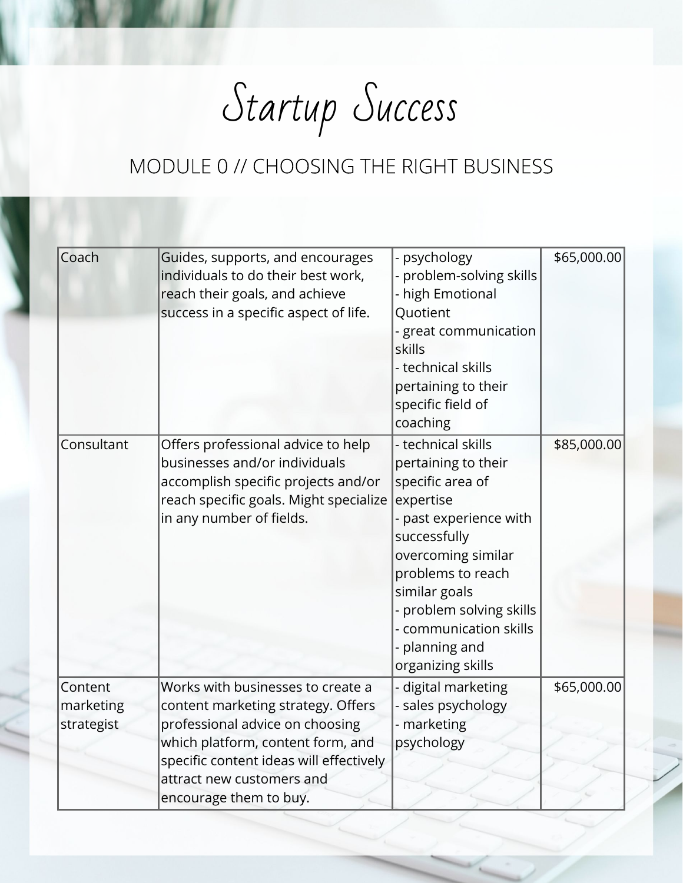# Startup Success

## MODULE 0 // CHOOSING THE RIGHT BUSINESS

| | | | |
|---|---|---|---|
| Coach | Guides, supports, and encourages individuals to do their best work, reach their goals, and achieve success in a specific aspect of life. | - psychology<br>- problem-solving skills<br>- high Emotional Quotient<br>- great communication skills<br>- technical skills pertaining to their specific field of coaching | $65,000.00 |
| Consultant | Offers professional advice to help businesses and/or individuals accomplish specific projects and/or reach specific goals. Might specialize in any number of fields. | - technical skills pertaining to their specific area of expertise<br>- past experience with successfully overcoming similar problems to reach similar goals<br>- problem solving skills<br>- communication skills<br>- planning and organizing skills | $85,000.00 |
| Content marketing strategist | Works with businesses to create a content marketing strategy. Offers professional advice on choosing which platform, content form, and specific content ideas will effectively attract new customers and encourage them to buy. | - digital marketing<br>- sales psychology<br>- marketing psychology | $65,000.00 |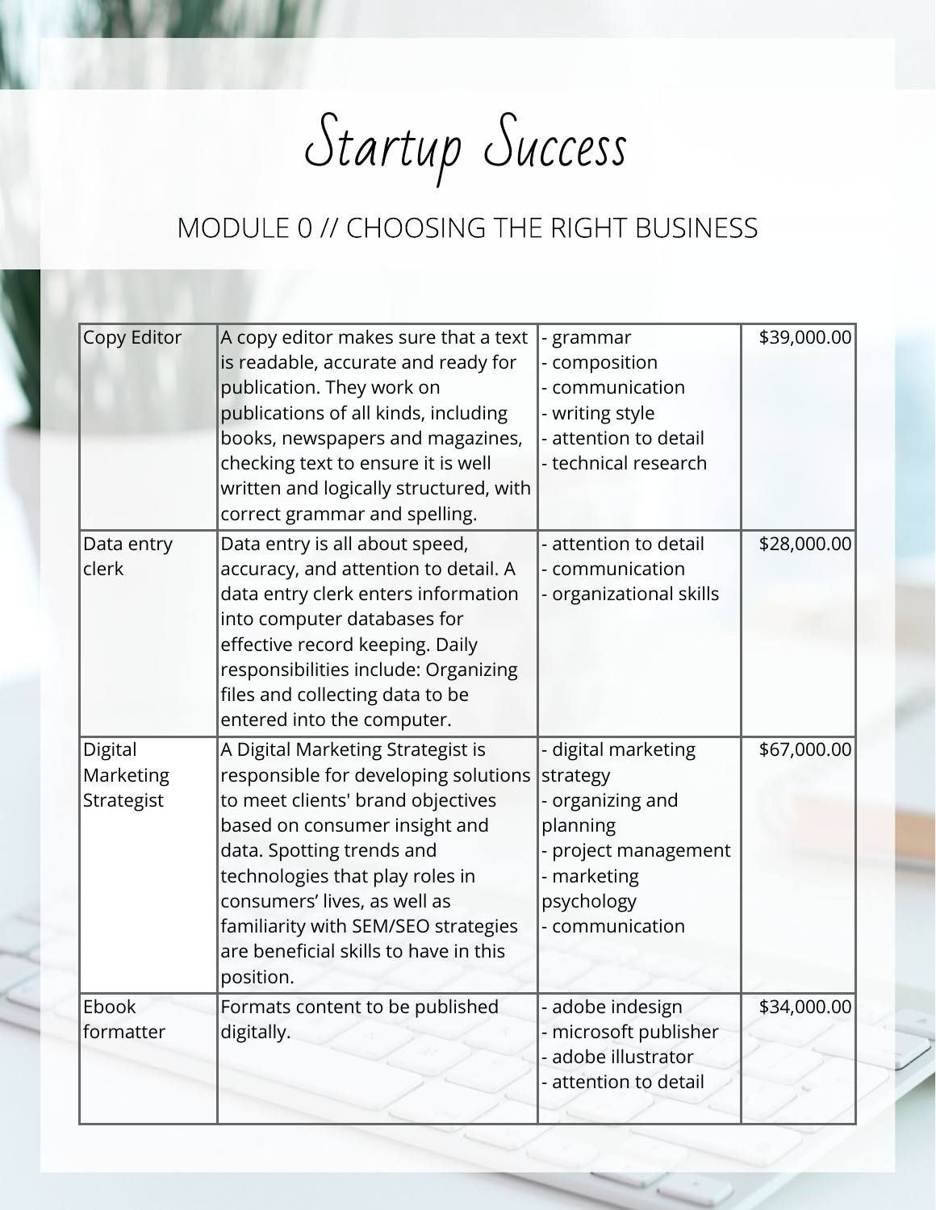# Startup Success

## MODULE 0 // CHOOSING THE RIGHT BUSINESS

| | | | |
|---|---|---|---|
| Copy Editor | A copy editor makes sure that a text is readable, accurate and ready for publication. They work on publications of all kinds, including books, newspapers and magazines, checking text to ensure it is well written and logically structured, with correct grammar and spelling. | - grammar<br>- composition<br>- communication<br>- writing style<br>- attention to detail<br>- technical research | $39,000.00 |
| Data entry clerk | Data entry is all about speed, accuracy, and attention to detail. A data entry clerk enters information into computer databases for effective record keeping. Daily responsibilities include: Organizing files and collecting data to be entered into the computer. | - attention to detail<br>- communication<br>- organizational skills | $28,000.00 |
| Digital Marketing Strategist | A Digital Marketing Strategist is responsible for developing solutions to meet clients' brand objectives based on consumer insight and data. Spotting trends and technologies that play roles in consumers' lives, as well as familiarity with SEM/SEO strategies are beneficial skills to have in this position. | - digital marketing strategy<br>- organizing and planning<br>- project management<br>- marketing psychology<br>- communication | $67,000.00 |
| Ebook formatter | Formats content to be published digitally. | - adobe indesign<br>- microsoft publisher<br>- adobe illustrator<br>- attention to detail | $34,000.00 |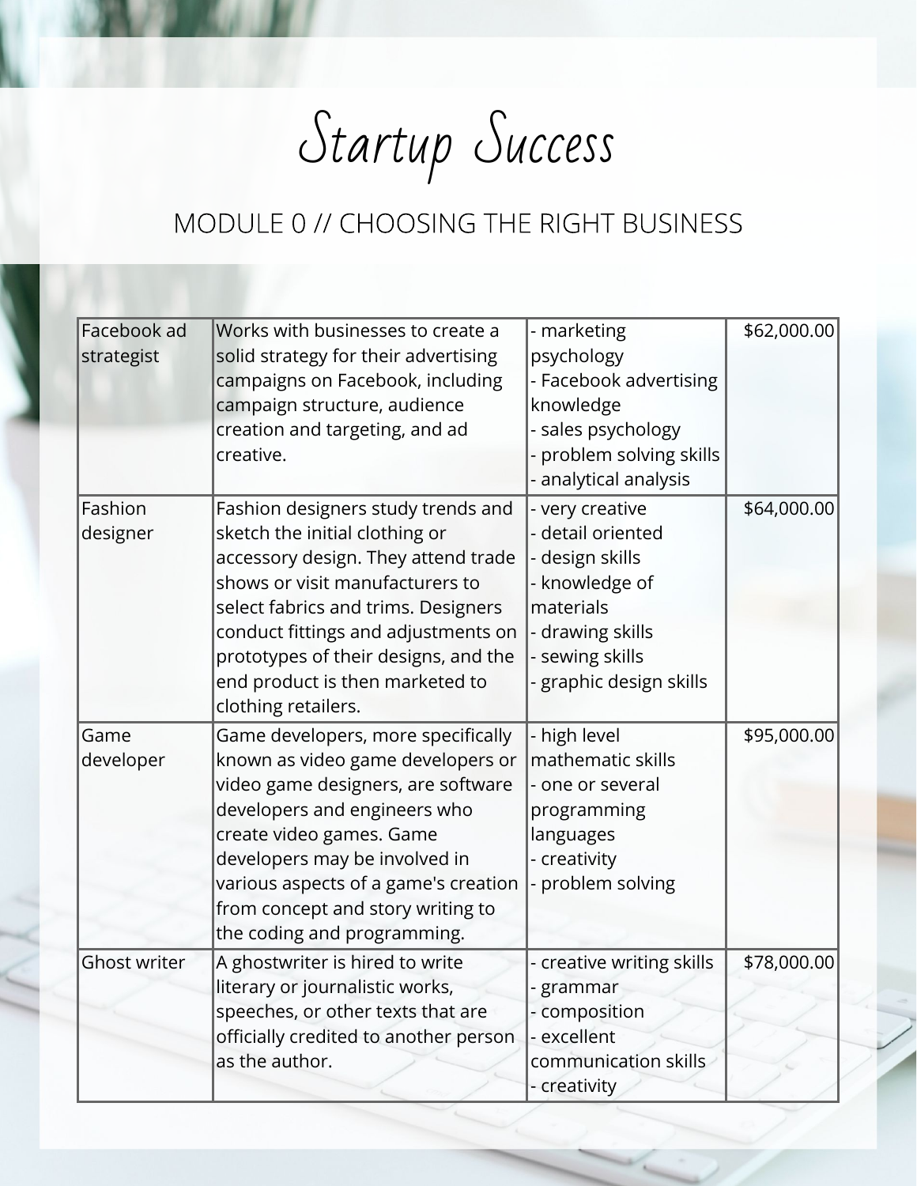# Startup Success

## MODULE 0 // CHOOSING THE RIGHT BUSINESS

| | | | |
|---|---|---|---|
| Facebook ad strategist | Works with businesses to create a solid strategy for their advertising campaigns on Facebook, including campaign structure, audience creation and targeting, and ad creative. | - marketing psychology<br>- Facebook advertising knowledge<br>- sales psychology<br>- problem solving skills<br>- analytical analysis | $62,000.00 |
| Fashion designer | Fashion designers study trends and sketch the initial clothing or accessory design. They attend trade shows or visit manufacturers to select fabrics and trims. Designers conduct fittings and adjustments on prototypes of their designs, and the end product is then marketed to clothing retailers. | - very creative<br>- detail oriented<br>- design skills<br>- knowledge of materials<br>- drawing skills<br>- sewing skills<br>- graphic design skills | $64,000.00 |
| Game developer | Game developers, more specifically known as video game developers or video game designers, are software developers and engineers who create video games. Game developers may be involved in various aspects of a game's creation from concept and story writing to the coding and programming. | - high level mathematic skills<br>- one or several programming languages<br>- creativity<br>- problem solving | $95,000.00 |
| Ghost writer | A ghostwriter is hired to write literary or journalistic works, speeches, or other texts that are officially credited to another person as the author. | - creative writing skills<br>- grammar<br>- composition<br>- excellent communication skills<br>- creativity | $78,000.00 |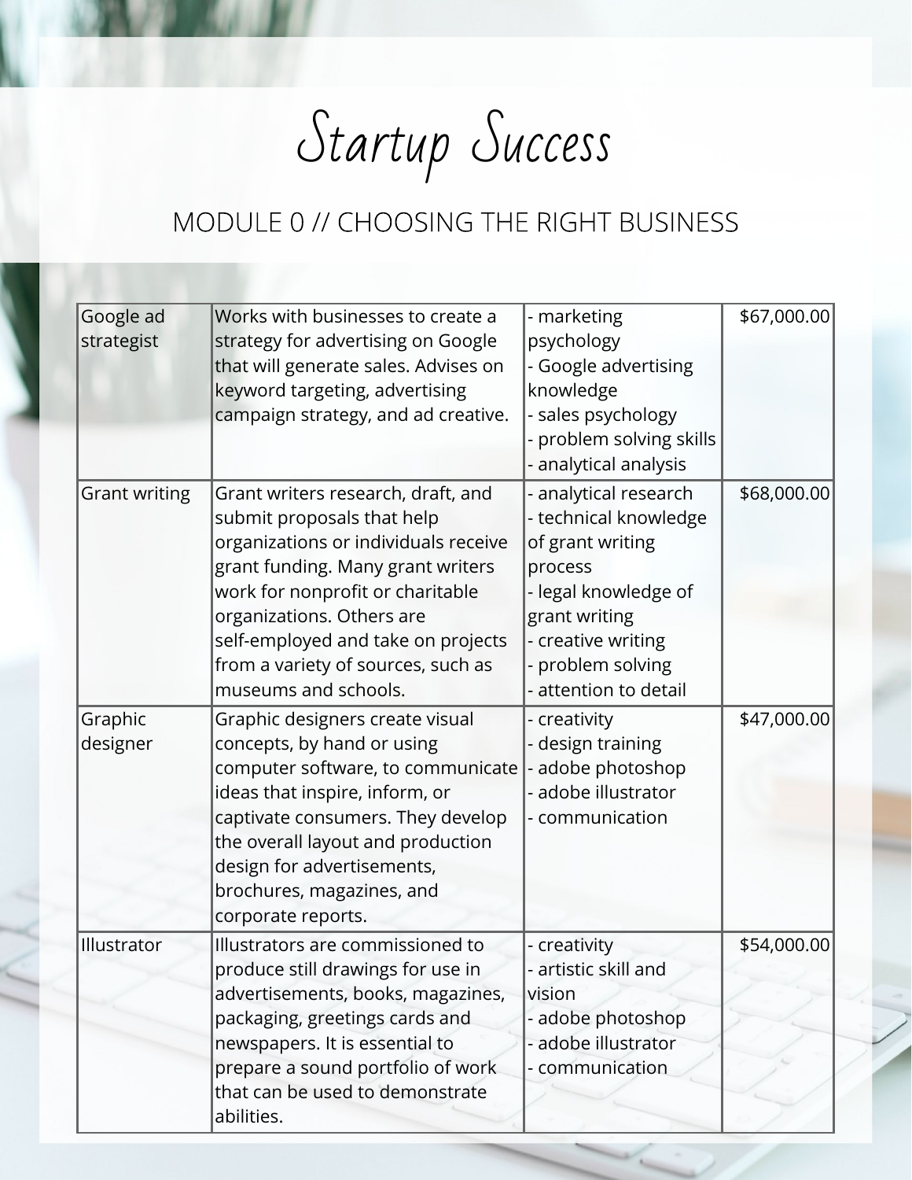# Startup Success

## MODULE 0 // CHOOSING THE RIGHT BUSINESS

| | | | |
|---|---|---|---|
| Google ad strategist | Works with businesses to create a strategy for advertising on Google that will generate sales. Advises on keyword targeting, advertising campaign strategy, and ad creative. | - marketing psychology<br>- Google advertising knowledge<br>- sales psychology<br>- problem solving skills<br>- analytical analysis | $67,000.00 |
| Grant writing | Grant writers research, draft, and submit proposals that help organizations or individuals receive grant funding. Many grant writers work for nonprofit or charitable organizations. Others are self-employed and take on projects from a variety of sources, such as museums and schools. | - analytical research<br>- technical knowledge of grant writing process<br>- legal knowledge of grant writing<br>- creative writing<br>- problem solving<br>- attention to detail | $68,000.00 |
| Graphic designer | Graphic designers create visual concepts, by hand or using computer software, to communicate ideas that inspire, inform, or captivate consumers. They develop the overall layout and production design for advertisements, brochures, magazines, and corporate reports. | - creativity<br>- design training<br>- adobe photoshop<br>- adobe illustrator<br>- communication | $47,000.00 |
| Illustrator | Illustrators are commissioned to produce still drawings for use in advertisements, books, magazines, packaging, greetings cards and newspapers. It is essential to prepare a sound portfolio of work that can be used to demonstrate abilities. | - creativity<br>- artistic skill and vision<br>- adobe photoshop<br>- adobe illustrator<br>- communication | $54,000.00 |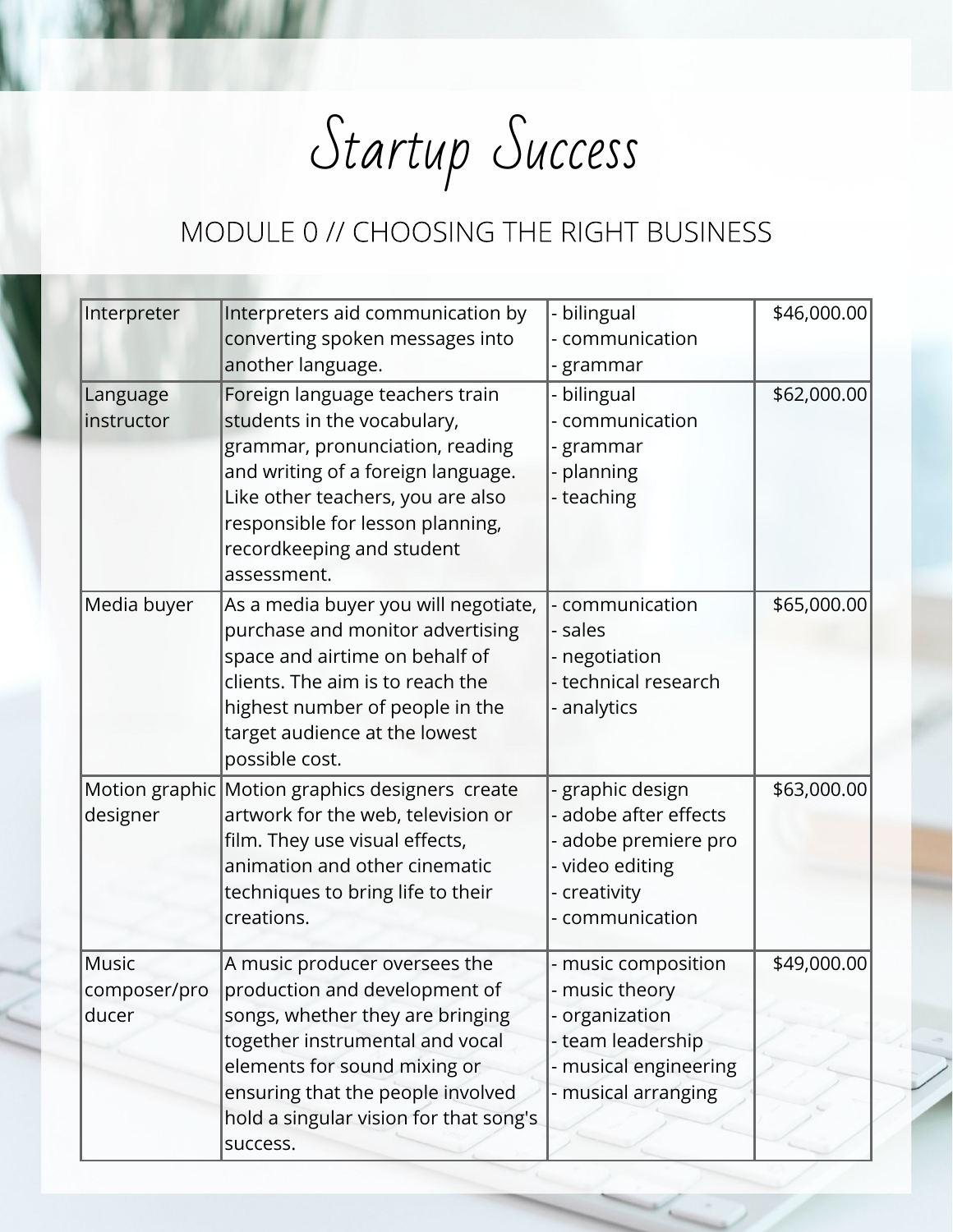# Startup Success

## MODULE 0 // CHOOSING THE RIGHT BUSINESS

| | | | |
|---|---|---|---|
| Interpreter | Interpreters aid communication by converting spoken messages into another language. | - bilingual<br>- communication<br>- grammar | $46,000.00 |
| Language instructor | Foreign language teachers train students in the vocabulary, grammar, pronunciation, reading and writing of a foreign language. Like other teachers, you are also responsible for lesson planning, recordkeeping and student assessment. | - bilingual<br>- communication<br>- grammar<br>- planning<br>- teaching | $62,000.00 |
| Media buyer | As a media buyer you will negotiate, purchase and monitor advertising space and airtime on behalf of clients. The aim is to reach the highest number of people in the target audience at the lowest possible cost. | - communication<br>- sales<br>- negotiation<br>- technical research<br>- analytics | $65,000.00 |
| Motion graphic designer | Motion graphics designers create artwork for the web, television or film. They use visual effects, animation and other cinematic techniques to bring life to their creations. | - graphic design<br>- adobe after effects<br>- adobe premiere pro<br>- video editing<br>- creativity<br>- communication | $63,000.00 |
| Music composer/producer | A music producer oversees the production and development of songs, whether they are bringing together instrumental and vocal elements for sound mixing or ensuring that the people involved hold a singular vision for that song's success. | - music composition<br>- music theory<br>- organization<br>- team leadership<br>- musical engineering<br>- musical arranging | $49,000.00 |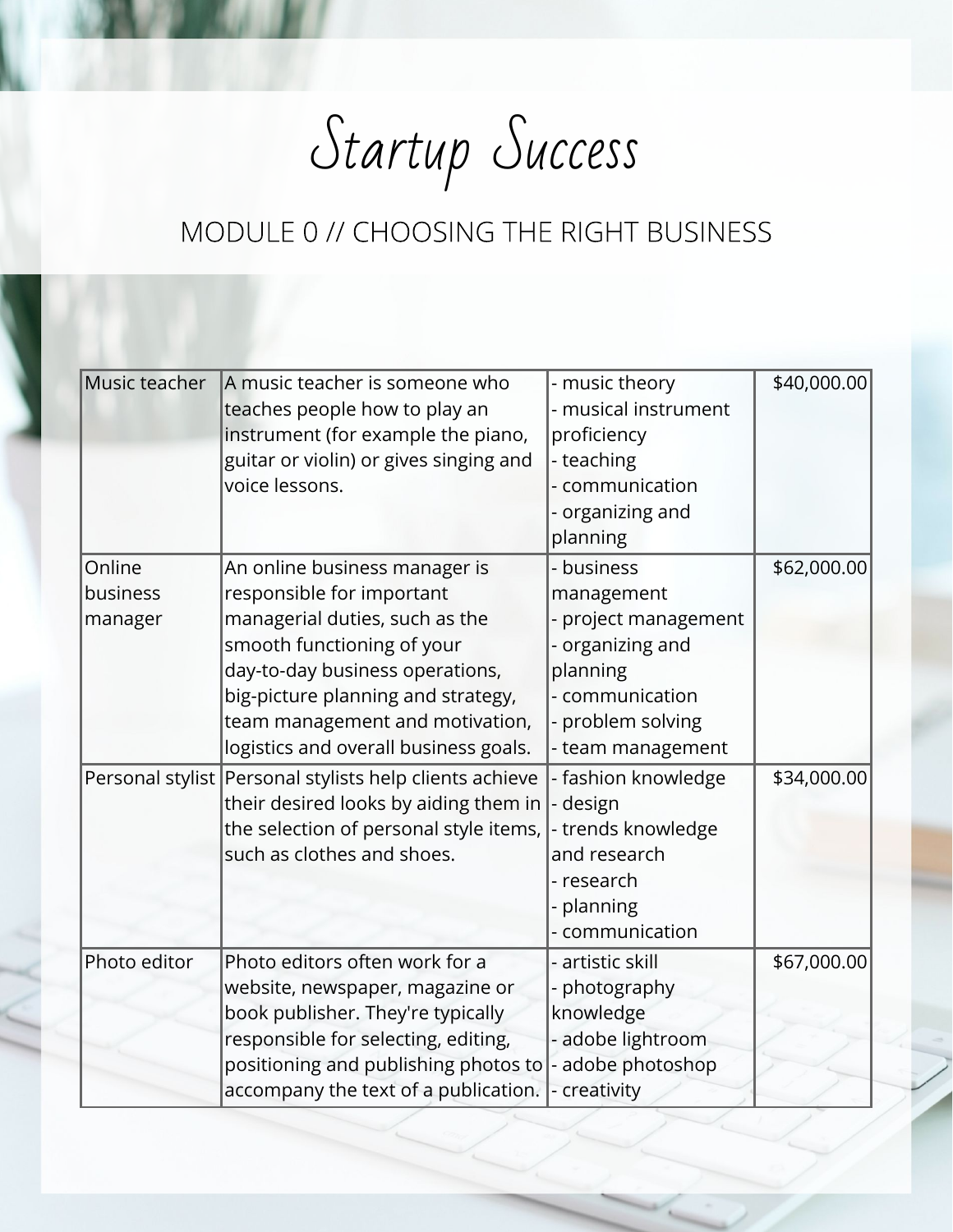# Startup Success

## MODULE 0 // CHOOSING THE RIGHT BUSINESS

| | | | |
|---|---|---|---|
| Music teacher | A music teacher is someone who teaches people how to play an instrument (for example the piano, guitar or violin) or gives singing and voice lessons. | - music theory<br>- musical instrument proficiency<br>- teaching<br>- communication<br>- organizing and planning | $40,000.00 |
| Online business manager | An online business manager is responsible for important managerial duties, such as the smooth functioning of your day-to-day business operations, big-picture planning and strategy, team management and motivation, logistics and overall business goals. | - business management<br>- project management<br>- organizing and planning<br>- communication<br>- problem solving<br>- team management | $62,000.00 |
| Personal stylist | Personal stylists help clients achieve their desired looks by aiding them in the selection of personal style items, such as clothes and shoes. | - fashion knowledge<br>- design<br>- trends knowledge and research<br>- research<br>- planning<br>- communication | $34,000.00 |
| Photo editor | Photo editors often work for a website, newspaper, magazine or book publisher. They're typically responsible for selecting, editing, positioning and publishing photos to accompany the text of a publication. | - artistic skill<br>- photography knowledge<br>- adobe lightroom<br>- adobe photoshop<br>- creativity | $67,000.00 |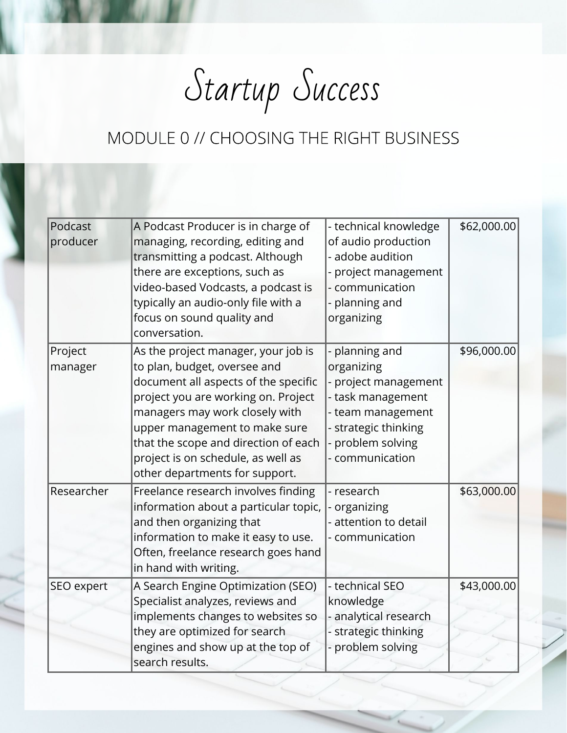# Startup Success

## MODULE 0 // CHOOSING THE RIGHT BUSINESS

| | | | |
|---|---|---|---|
| Podcast producer | A Podcast Producer is in charge of managing, recording, editing and transmitting a podcast. Although there are exceptions, such as video-based Vodcasts, a podcast is typically an audio-only file with a focus on sound quality and conversation. | - technical knowledge of audio production<br>- adobe audition<br>- project management<br>- communication<br>- planning and organizing | $62,000.00 |
| Project manager | As the project manager, your job is to plan, budget, oversee and document all aspects of the specific project you are working on. Project managers may work closely with upper management to make sure that the scope and direction of each project is on schedule, as well as other departments for support. | - planning and organizing<br>- project management<br>- task management<br>- team management<br>- strategic thinking<br>- problem solving<br>- communication | $96,000.00 |
| Researcher | Freelance research involves finding information about a particular topic, and then organizing that information to make it easy to use. Often, freelance research goes hand in hand with writing. | - research<br>- organizing<br>- attention to detail<br>- communication | $63,000.00 |
| SEO expert | A Search Engine Optimization (SEO) Specialist analyzes, reviews and implements changes to websites so they are optimized for search engines and show up at the top of search results. | - technical SEO knowledge<br>- analytical research<br>- strategic thinking<br>- problem solving | $43,000.00 |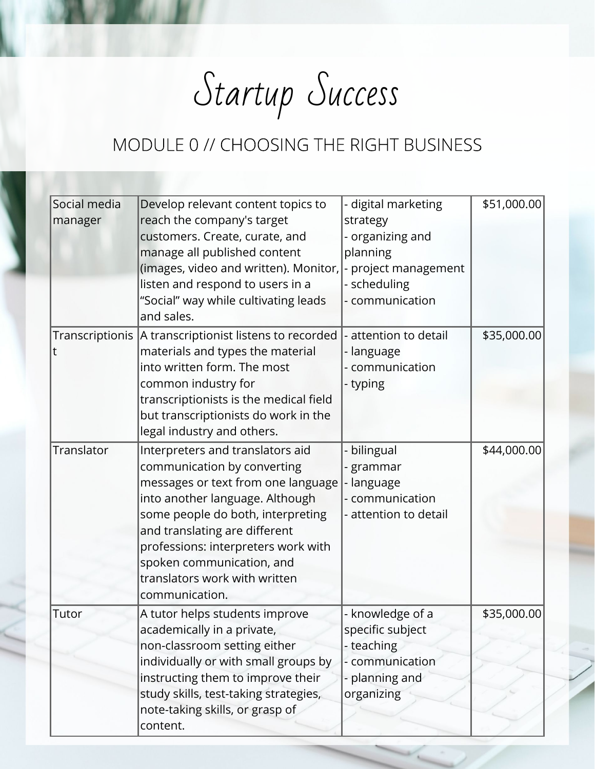# Startup Success

## MODULE 0 // CHOOSING THE RIGHT BUSINESS

| | | | |
|---|---|---|---|
| Social media manager | Develop relevant content topics to reach the company's target customers. Create, curate, and manage all published content (images, video and written). Monitor, listen and respond to users in a "Social" way while cultivating leads and sales. | - digital marketing strategy<br>- organizing and planning<br>- project management<br>- scheduling<br>- communication | $51,000.00 |
| Transcriptionist | A transcriptionist listens to recorded materials and types the material into written form. The most common industry for transcriptionists is the medical field but transcriptionists do work in the legal industry and others. | - attention to detail<br>- language<br>- communication<br>- typing | $35,000.00 |
| Translator | Interpreters and translators aid communication by converting messages or text from one language into another language. Although some people do both, interpreting and translating are different professions: interpreters work with spoken communication, and translators work with written communication. | - bilingual<br>- grammar<br>- language<br>- communication<br>- attention to detail | $44,000.00 |
| Tutor | A tutor helps students improve academically in a private, non-classroom setting either individually or with small groups by instructing them to improve their study skills, test-taking strategies, note-taking skills, or grasp of content. | - knowledge of a specific subject<br>- teaching<br>- communication<br>- planning and organizing | $35,000.00 |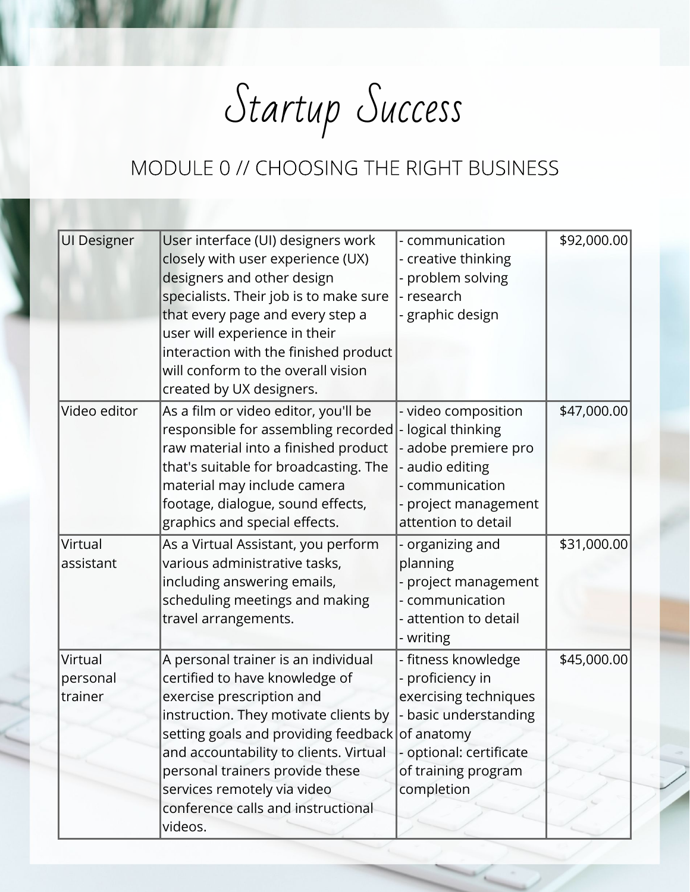| | | | |
|---|---|---|---|
| UI Designer | User interface (UI) designers work closely with user experience (UX) designers and other design specialists. Their job is to make sure that every page and every step a user will experience in their interaction with the finished product will conform to the overall vision created by UX designers. | - communication<br>- creative thinking<br>- problem solving<br>- research<br>- graphic design | $92,000.00 |
| Video editor | As a film or video editor, you'll be responsible for assembling recorded raw material into a finished product that's suitable for broadcasting. The material may include camera footage, dialogue, sound effects, graphics and special effects. | - video composition<br>- logical thinking<br>- adobe premiere pro<br>- audio editing<br>- communication<br>- project management<br>attention to detail | $47,000.00 |
| Virtual assistant | As a Virtual Assistant, you perform various administrative tasks, including answering emails, scheduling meetings and making travel arrangements. | - organizing and planning<br>- project management<br>- communication<br>- attention to detail<br>- writing | $31,000.00 |
| Virtual personal trainer | A personal trainer is an individual certified to have knowledge of exercise prescription and instruction. They motivate clients by setting goals and providing feedback and accountability to clients. Virtual personal trainers provide these services remotely via video conference calls and instructional videos. | - fitness knowledge<br>- proficiency in exercising techniques<br>- basic understanding of anatomy<br>- optional: certificate of training program completion | $45,000.00 |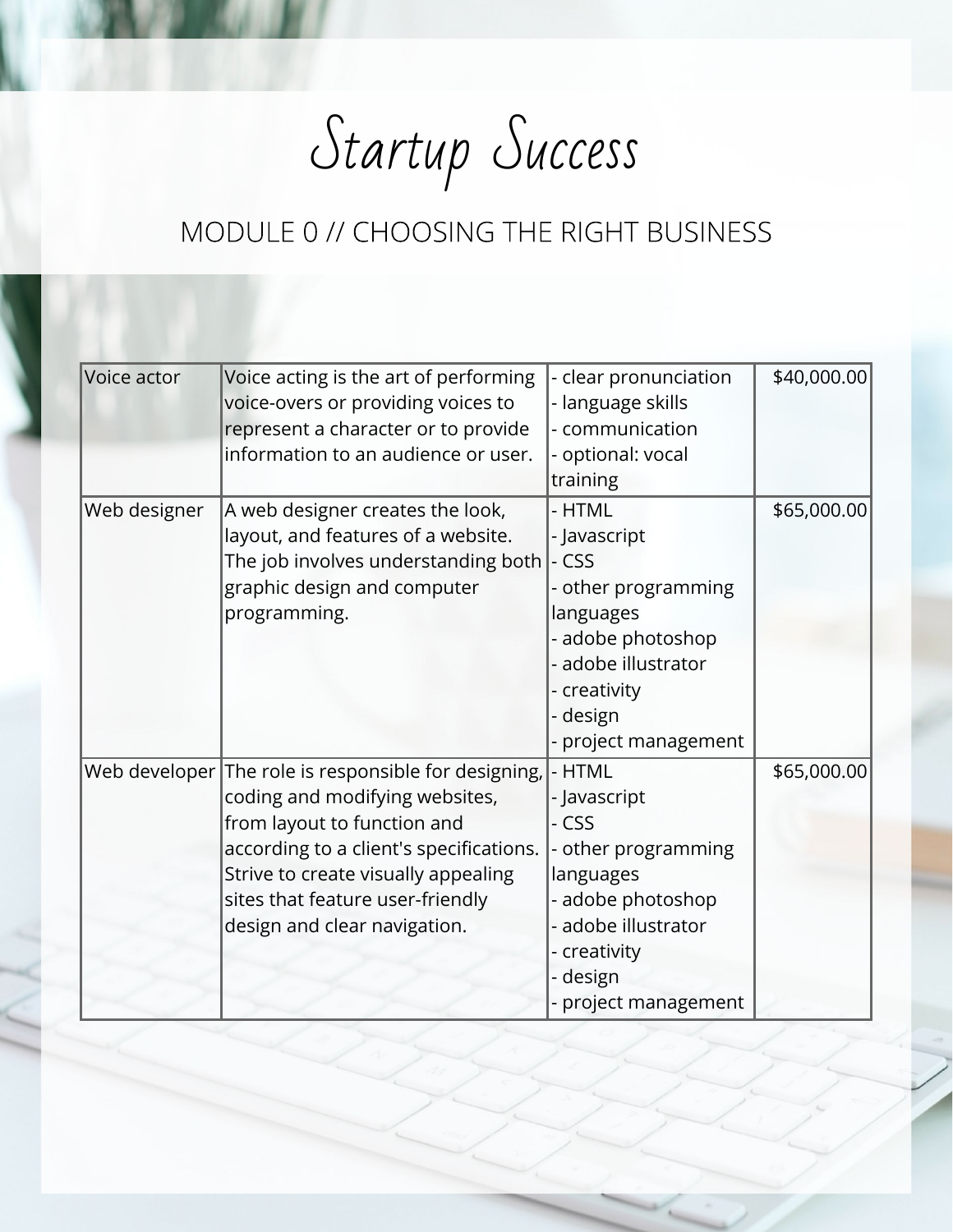# Startup Success

## MODULE 0 // CHOOSING THE RIGHT BUSINESS

| | | | |
|---|---|---|---|
| Voice actor | Voice acting is the art of performing voice-overs or providing voices to represent a character or to provide information to an audience or user. | - clear pronunciation<br>- language skills<br>- communication<br>- optional: vocal training | $40,000.00 |
| Web designer | A web designer creates the look, layout, and features of a website. The job involves understanding both graphic design and computer programming. | - HTML<br>- Javascript<br>- CSS<br>- other programming languages<br>- adobe photoshop<br>- adobe illustrator<br>- creativity<br>- design<br>- project management | $65,000.00 |
| Web developer | The role is responsible for designing, coding and modifying websites, from layout to function and according to a client's specifications. Strive to create visually appealing sites that feature user-friendly design and clear navigation. | - HTML<br>- Javascript<br>- CSS<br>- other programming languages<br>- adobe photoshop<br>- adobe illustrator<br>- creativity<br>- design<br>- project management | $65,000.00 |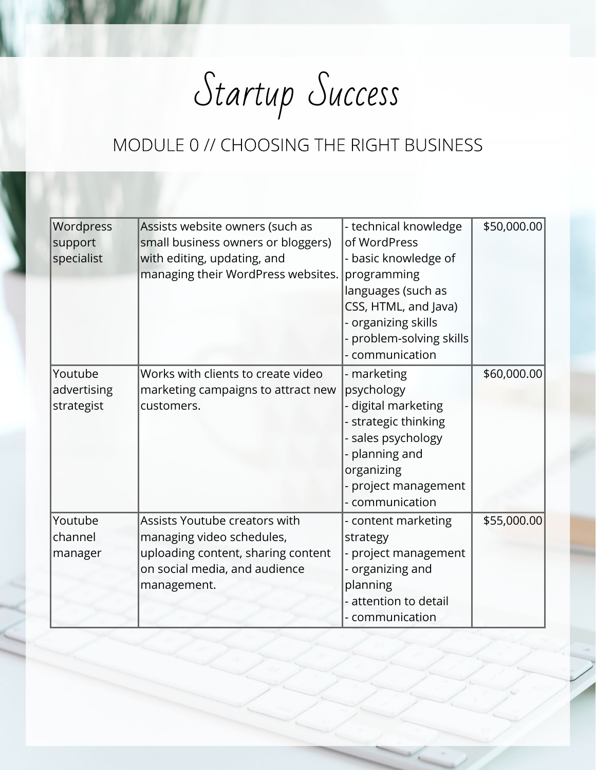# Startup Success

## MODULE 0 // CHOOSING THE RIGHT BUSINESS

| | | | |
|---|---|---|---|
| Wordpress support specialist | Assists website owners (such as small business owners or bloggers) with editing, updating, and managing their WordPress websites. | - technical knowledge of WordPress<br>- basic knowledge of programming languages (such as CSS, HTML, and Java)<br>- organizing skills<br>- problem-solving skills<br>- communication | $50,000.00 |
| Youtube advertising strategist | Works with clients to create video marketing campaigns to attract new customers. | - marketing psychology<br>- digital marketing<br>- strategic thinking<br>- sales psychology<br>- planning and organizing<br>- project management<br>- communication | $60,000.00 |
| Youtube channel manager | Assists Youtube creators with managing video schedules, uploading content, sharing content on social media, and audience management. | - content marketing strategy<br>- project management<br>- organizing and planning<br>- attention to detail<br>- communication | $55,000.00 |